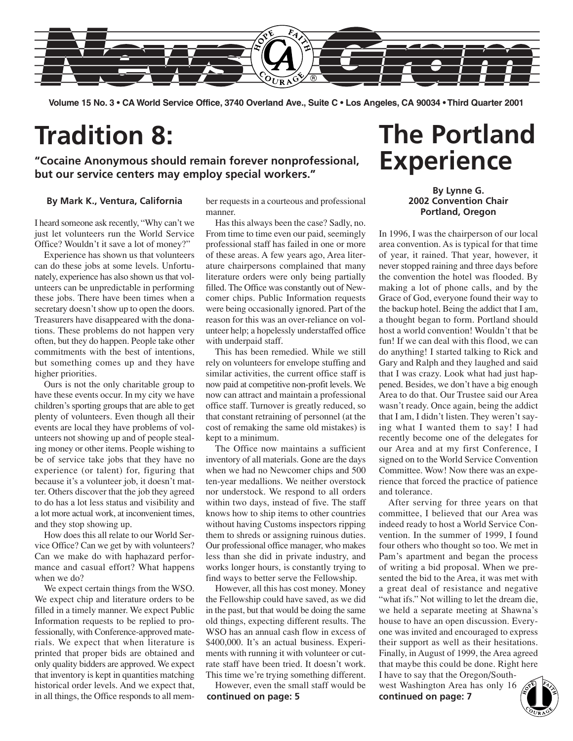# News Gram

**Volume 15 No. 3 • CA World Service Office, 3740 Overland Ave., Suite C • Los Angeles, CA 90034 • Third Quarter 2001**

# Tradition 8:

**"Cocaine Anonymous should remain forever nonprofessional, but our service centers may employ special workers."**

**By Mark K., Ventura, California**

I heard someone ask recently, "Why can't we just let volunteers run the World Service Office? Wouldn't it save a lot of money?"

Experience has shown us that volunteers can do these jobs at some levels. Unfortunately, experience has also shown us that volunteers can be unpredictable in performing these jobs. There have been times when a secretary doesn't show up to open the doors. Treasurers have disappeared with the donations. These problems do not happen very often, but they do happen. People take other commitments with the best of intentions, but something comes up and they have higher priorities.

Ours is not the only charitable group to have these events occur. In my city we have children's sporting groups that are able to get plenty of volunteers. Even though all their events are local they have problems of volunteers not showing up and of people stealing money or other items. People wishing to be of service take jobs that they have no experience (or talent) for, figuring that because it's a volunteer job, it doesn't matter. Others discover that the job they agreed to do has a lot less status and visibility and a lot more actual work, at inconvenient times, and they stop showing up.

How does this all relate to our World Service Office? Can we get by with volunteers? Can we make do with haphazard performance and casual effort? What happens when we do?

We expect certain things from the WSO. We expect chip and literature orders to be filled in a timely manner. We expect Public Information requests to be replied to professionally, with Conference-approved materials. We expect that when literature is printed that proper bids are obtained and only quality bidders are approved. We expect that inventory is kept in quantities matching historical order levels. And we expect that, in all things, the Office responds to all member requests in a courteous and professional manner.

Has this always been the case? Sadly, no. From time to time even our paid, seemingly professional staff has failed in one or more of these areas. A few years ago, Area literature chairpersons complained that many literature orders were only being partially filled. The Office was constantly out of Newcomer chips. Public Information requests were being occasionally ignored. Part of the reason for this was an over-reliance on volunteer help; a hopelessly understaffed office with underpaid staff.

This has been remedied. While we still rely on volunteers for envelope stuffing and similar activities, the current office staff is now paid at competitive non-profit levels. We now can attract and maintain a professional office staff. Turnover is greatly reduced, so that constant retraining of personnel (at the cost of remaking the same old mistakes) is kept to a minimum.

The Office now maintains a sufficient inventory of all materials. Gone are the days when we had no Newcomer chips and 500 ten-year medallions. We neither overstock nor understock. We respond to all orders within two days, instead of five. The staff knows how to ship items to other countries without having Customs inspectors ripping them to shreds or assigning ruinous duties. Our professional office manager, who makes less than she did in private industry, and works longer hours, is constantly trying to find ways to better serve the Fellowship.

However, all this has cost money. Money the Fellowship could have saved, as we did in the past, but that would be doing the same old things, expecting different results. The WSO has an annual cash flow in excess of $400,000. It's an actual business. Experiments with running it with volunteer or cut-rate staff have been tried. It doesn't work. This time we're trying something different.

However, even the small staff would be **continued on page: 5**

# The Portland Experience

**By Lynne G.**
**2002 Convention Chair**
**Portland, Oregon**

In 1996, I was the chairperson of our local area convention. As is typical for that time of year, it rained. That year, however, it never stopped raining and three days before the convention the hotel was flooded. By making a lot of phone calls, and by the Grace of God, everyone found their way to the backup hotel. Being the addict that I am, a thought began to form. Portland should host a world convention! Wouldn't that be fun! If we can deal with this flood, we can do anything! I started talking to Rick and Gary and Ralph and they laughed and said that I was crazy. Look what had just happened. Besides, we don't have a big enough Area to do that. Our Trustee said our Area wasn't ready. Once again, being the addict that I am, I didn't listen. They weren't saying what I wanted them to say! I had recently become one of the delegates for our Area and at my first Conference, I signed on to the World Service Convention Committee. Wow! Now there was an experience that forced the practice of patience and tolerance.

After serving for three years on that committee, I believed that our Area was indeed ready to host a World Service Convention. In the summer of 1999, I found four others who thought so too. We met in Pam's apartment and began the process of writing a bid proposal. When we presented the bid to the Area, it was met with a great deal of resistance and negative "what ifs." Not willing to let the dream die, we held a separate meeting at Shawna's house to have an open discussion. Everyone was invited and encouraged to express their support as well as their hesitations. Finally, in August of 1999, the Area agreed that maybe this could be done. Right here I have to say that the Oregon/Southwest Washington Area has only 16 **continued on page: 7**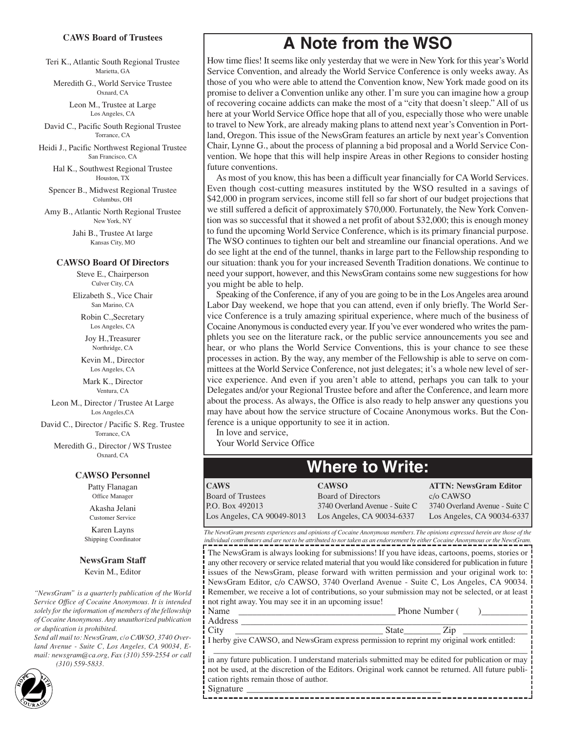### CAWS Board of Trustees

Teri K., Atlantic South Regional Trustee
Marietta, GA

Meredith G., World Service Trustee
Oxnard, CA

Leon M., Trustee at Large
Los Angeles, CA

David C., Pacific South Regional Trustee
Torrance, CA

Heidi J., Pacific Northwest Regional Trustee
San Francisco, CA

Hal K., Southwest Regional Trustee
Houston, TX

Spencer B., Midwest Regional Trustee
Columbus, OH

Amy B., Atlantic North Regional Trustee
New York, NY

Jahi B., Trustee At large
Kansas City, MO

### CAWSO Board Of Directors

Steve E., Chairperson
Culver City, CA

Elizabeth S., Vice Chair
San Marino, CA

Robin C.,Secretary
Los Angeles, CA

Joy H.,Treasurer
Northridge, CA

Kevin M., Director
Los Angeles, CA

Mark K., Director
Ventura, CA

Leon M., Director / Trustee At Large
Los Angeles,CA

David C., Director / Pacific S. Reg. Trustee
Torrance, CA

Meredith G., Director / WS Trustee
Oxnard, CA

### CAWSO Personnel

Patty Flanagan
Office Manager

Akasha Jelani
Customer Service

Karen Layns
Shipping Coordinator

### NewsGram Staff

Kevin M., Editor

*"NewsGram" is a quarterly publication of the World Service Office of Cocaine Anonymous. It is intended solely for the information of members of the fellowship of Cocaine Anonymous. Any unauthorized publication or duplication is prohibited.*

*Send all mail to: NewsGram, c/o CAWSO, 3740 Overland Avenue - Suite C, Los Angeles, CA 90034, E-mail: newsgram@ca.org, Fax (310) 559-2554 or call (310) 559-5833.*

# A Note from the WSO

How time flies! It seems like only yesterday that we were in New York for this year's World Service Convention, and already the World Service Conference is only weeks away. As those of you who were able to attend the Convention know, New York made good on its promise to deliver a Convention unlike any other. I'm sure you can imagine how a group of recovering cocaine addicts can make the most of a "city that doesn't sleep." All of us here at your World Service Office hope that all of you, especially those who were unable to travel to New York, are already making plans to attend next year's Convention in Portland, Oregon. This issue of the NewsGram features an article by next year's Convention Chair, Lynne G., about the process of planning a bid proposal and a World Service Convention. We hope that this will help inspire Areas in other Regions to consider hosting future conventions.

As most of you know, this has been a difficult year financially for CA World Services. Even though cost-cutting measures instituted by the WSO resulted in a savings of $42,000 in program services, income still fell so far short of our budget projections that we still suffered a deficit of approximately $70,000. Fortunately, the New York Convention was so successful that it showed a net profit of about $32,000; this is enough money to fund the upcoming World Service Conference, which is its primary financial purpose. The WSO continues to tighten our belt and streamline our financial operations. And we do see light at the end of the tunnel, thanks in large part to the Fellowship responding to our situation: thank you for your increased Seventh Tradition donations. We continue to need your support, however, and this NewsGram contains some new suggestions for how you might be able to help.

Speaking of the Conference, if any of you are going to be in the Los Angeles area around Labor Day weekend, we hope that you can attend, even if only briefly. The World Service Conference is a truly amazing spiritual experience, where much of the business of Cocaine Anonymous is conducted every year. If you've ever wondered who writes the pamphlets you see on the literature rack, or the public service announcements you see and hear, or who plans the World Service Conventions, this is your chance to see these processes in action. By the way, any member of the Fellowship is able to serve on committees at the World Service Conference, not just delegates; it's a whole new level of service experience. And even if you aren't able to attend, perhaps you can talk to your Delegates and/or your Regional Trustee before and after the Conference, and learn more about the process. As always, the Office is also ready to help answer any questions you may have about how the service structure of Cocaine Anonymous works. But the Conference is a unique opportunity to see it in action.

In love and service,
Your World Service Office

# Where to Write:

| **CAWS** | **CAWSO** | **ATTN: NewsGram Editor** |
|---|---|---|
| Board of Trustees | Board of Directors | c/o CAWSO |
| P.O. Box 492013 | 3740 Overland Avenue - Suite C | 3740 Overland Avenue - Suite C |
| Los Angeles, CA 90049-8013 | Los Angeles, CA 90034-6337 | Los Angeles, CA 90034-6337 |

*The NewsGram presents experiences and opinions of Cocaine Anonymous members. The opinions expressed herein are those of the individual contributors and are not to be attributed to nor taken as an endorsement by either Cocaine Anonymous or the NewsGram.*

The NewsGram is always looking for submissions! If you have ideas, cartoons, poems, stories or any other recovery or service related material that you would like considered for publication in future issues of the NewsGram, please forward with written permission and your original work to: NewsGram Editor, c/o CAWSO, 3740 Overland Avenue - Suite C, Los Angeles, CA 90034. Remember, we receive a lot of contributions, so your submission may not be selected, or at least not right away. You may see it in an upcoming issue!

Name ________________________________ Phone Number (      )__________

Address ______________________________________________________

City ______________________________ State________ Zip ____________

I herby give CAWSO, and NewsGram express permission to reprint my original work entitled:

______________________________________________________________

in any future publication. I understand materials submitted may be edited for publication or may not be used, at the discretion of the Editors. Original work cannot be returned. All future publication rights remain those of author.

Signature ___________________________________________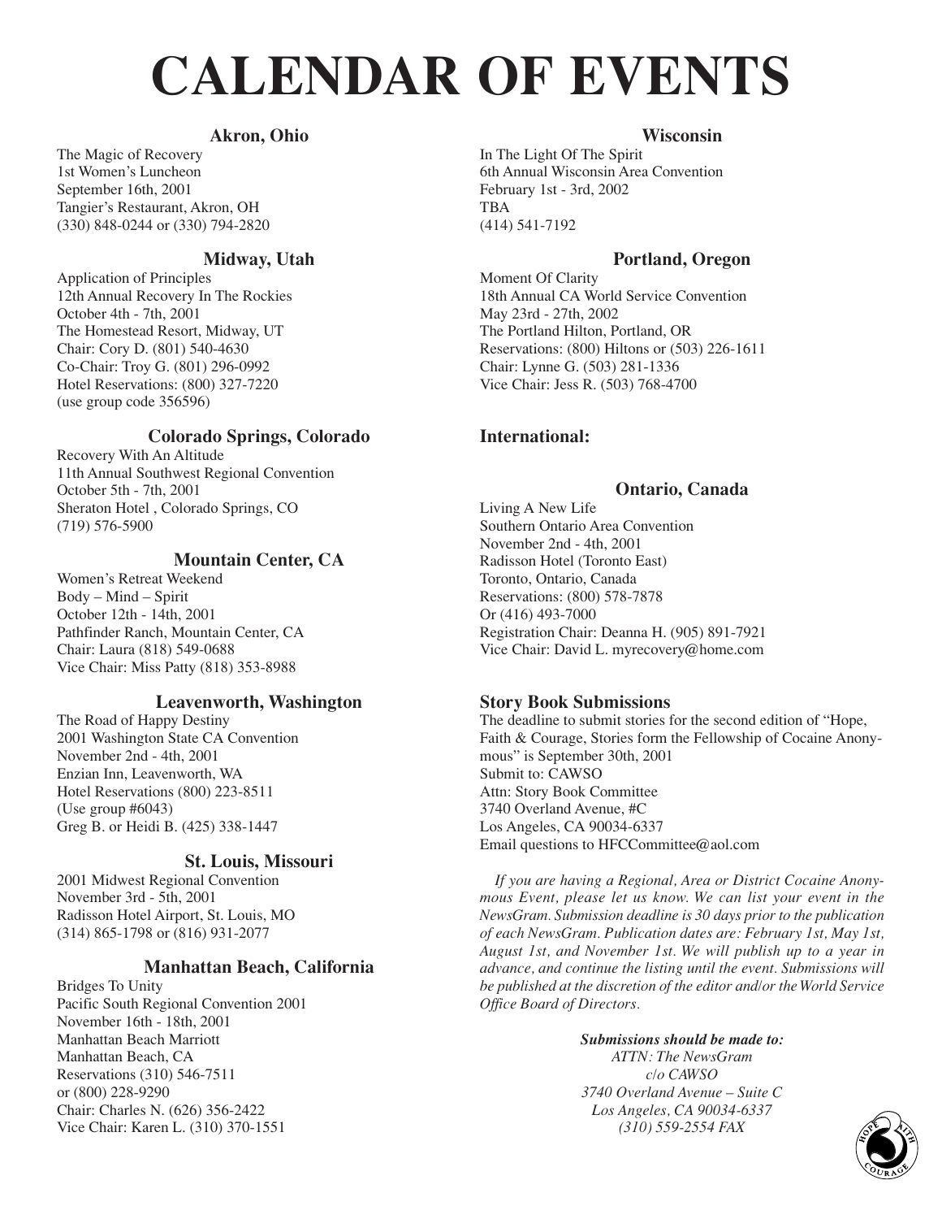# CALENDAR OF EVENTS

### Akron, Ohio

The Magic of Recovery
1st Women's Luncheon
September 16th, 2001
Tangier's Restaurant, Akron, OH
(330) 848-0244 or (330) 794-2820

### Midway, Utah

Application of Principles
12th Annual Recovery In The Rockies
October 4th - 7th, 2001
The Homestead Resort, Midway, UT
Chair: Cory D. (801) 540-4630
Co-Chair: Troy G. (801) 296-0992
Hotel Reservations: (800) 327-7220
(use group code 356596)

### Colorado Springs, Colorado

Recovery With An Altitude
11th Annual Southwest Regional Convention
October 5th - 7th, 2001
Sheraton Hotel , Colorado Springs, CO
(719) 576-5900

### Mountain Center, CA

Women's Retreat Weekend
Body – Mind – Spirit
October 12th - 14th, 2001
Pathfinder Ranch, Mountain Center, CA
Chair: Laura (818) 549-0688
Vice Chair: Miss Patty (818) 353-8988

### Leavenworth, Washington

The Road of Happy Destiny
2001 Washington State CA Convention
November 2nd - 4th, 2001
Enzian Inn, Leavenworth, WA
Hotel Reservations (800) 223-8511
(Use group #6043)
Greg B. or Heidi B. (425) 338-1447

### St. Louis, Missouri

2001 Midwest Regional Convention
November 3rd - 5th, 2001
Radisson Hotel Airport, St. Louis, MO
(314) 865-1798 or (816) 931-2077

### Manhattan Beach, California

Bridges To Unity
Pacific South Regional Convention 2001
November 16th - 18th, 2001
Manhattan Beach Marriott
Manhattan Beach, CA
Reservations (310) 546-7511
or (800) 228-9290
Chair: Charles N. (626) 356-2422
Vice Chair: Karen L. (310) 370-1551

### Wisconsin

In The Light Of The Spirit
6th Annual Wisconsin Area Convention
February 1st - 3rd, 2002
TBA
(414) 541-7192

### Portland, Oregon

Moment Of Clarity
18th Annual CA World Service Convention
May 23rd - 27th, 2002
The Portland Hilton, Portland, OR
Reservations: (800) Hiltons or (503) 226-1611
Chair: Lynne G. (503) 281-1336
Vice Chair: Jess R. (503) 768-4700

## International:

### Ontario, Canada

Living A New Life
Southern Ontario Area Convention
November 2nd - 4th, 2001
Radisson Hotel (Toronto East)
Toronto, Ontario, Canada
Reservations: (800) 578-7878
Or (416) 493-7000
Registration Chair: Deanna H. (905) 891-7921
Vice Chair: David L. myrecovery@home.com

### Story Book Submissions

The deadline to submit stories for the second edition of "Hope, Faith & Courage, Stories form the Fellowship of Cocaine Anonymous" is September 30th, 2001
Submit to: CAWSO
Attn: Story Book Committee
3740 Overland Avenue, #C
Los Angeles, CA 90034-6337
Email questions to HFCCommittee@aol.com

*If you are having a Regional, Area or District Cocaine Anonymous Event, please let us know. We can list your event in the NewsGram. Submission deadline is 30 days prior to the publication of each NewsGram. Publication dates are: February 1st, May 1st, August 1st, and November 1st. We will publish up to a year in advance, and continue the listing until the event. Submissions will be published at the discretion of the editor and/or the World Service Office Board of Directors.*

***Submissions should be made to:***
*ATTN: The NewsGram*
*c/o CAWSO*
*3740 Overland Avenue – Suite C*
*Los Angeles, CA 90034-6337*
*(310) 559-2554 FAX*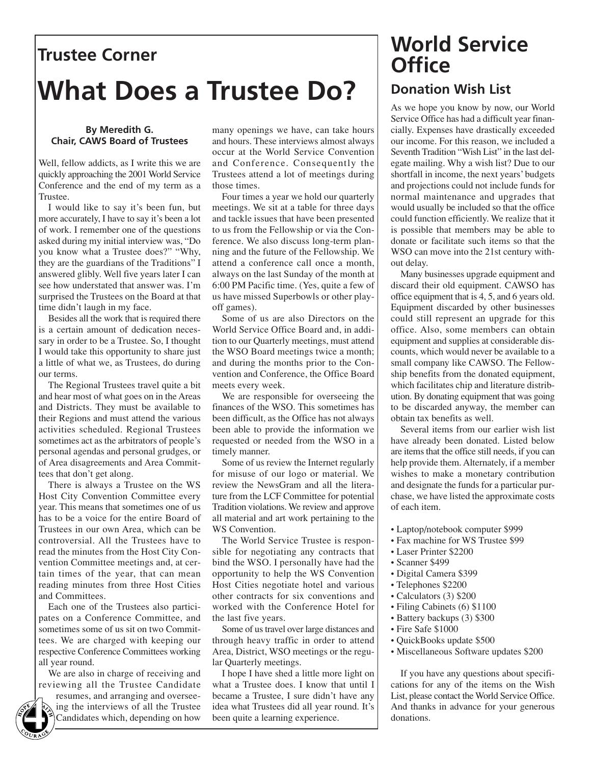## Trustee Corner

# What Does a Trustee Do?

**By Meredith G.**
**Chair, CAWS Board of Trustees**

Well, fellow addicts, as I write this we are quickly approaching the 2001 World Service Conference and the end of my term as a Trustee.

I would like to say it's been fun, but more accurately, I have to say it's been a lot of work. I remember one of the questions asked during my initial interview was, "Do you know what a Trustee does?" "Why, they are the guardians of the Traditions" I answered glibly. Well five years later I can see how understated that answer was. I'm surprised the Trustees on the Board at that time didn't laugh in my face.

Besides all the work that is required there is a certain amount of dedication necessary in order to be a Trustee. So, I thought I would take this opportunity to share just a little of what we, as Trustees, do during our terms.

The Regional Trustees travel quite a bit and hear most of what goes on in the Areas and Districts. They must be available to their Regions and must attend the various activities scheduled. Regional Trustees sometimes act as the arbitrators of people's personal agendas and personal grudges, or of Area disagreements and Area Committees that don't get along.

There is always a Trustee on the WS Host City Convention Committee every year. This means that sometimes one of us has to be a voice for the entire Board of Trustees in our own Area, which can be controversial. All the Trustees have to read the minutes from the Host City Convention Committee meetings and, at certain times of the year, that can mean reading minutes from three Host Cities and Committees.

Each one of the Trustees also participates on a Conference Committee, and sometimes some of us sit on two Committees. We are charged with keeping our respective Conference Committees working all year round.

We are also in charge of receiving and reviewing all the Trustee Candidate resumes, and arranging and overseeing the interviews of all the Trustee Candidates which, depending on how many openings we have, can take hours and hours. These interviews almost always occur at the World Service Convention and Conference. Consequently the Trustees attend a lot of meetings during those times.

Four times a year we hold our quarterly meetings. We sit at a table for three days and tackle issues that have been presented to us from the Fellowship or via the Conference. We also discuss long-term planning and the future of the Fellowship. We attend a conference call once a month, always on the last Sunday of the month at 6:00 PM Pacific time. (Yes, quite a few of us have missed Superbowls or other playoff games).

Some of us are also Directors on the World Service Office Board and, in addition to our Quarterly meetings, must attend the WSO Board meetings twice a month; and during the months prior to the Convention and Conference, the Office Board meets every week.

We are responsible for overseeing the finances of the WSO. This sometimes has been difficult, as the Office has not always been able to provide the information we requested or needed from the WSO in a timely manner.

Some of us review the Internet regularly for misuse of our logo or material. We review the NewsGram and all the literature from the LCF Committee for potential Tradition violations. We review and approve all material and art work pertaining to the WS Convention.

The World Service Trustee is responsible for negotiating any contracts that bind the WSO. I personally have had the opportunity to help the WS Convention Host Cities negotiate hotel and various other contracts for six conventions and worked with the Conference Hotel for the last five years.

Some of us travel over large distances and through heavy traffic in order to attend Area, District, WSO meetings or the regular Quarterly meetings.

I hope I have shed a little more light on what a Trustee does. I know that until I became a Trustee, I sure didn't have any idea what Trustees did all year round. It's been quite a learning experience.

# World Service Office

## Donation Wish List

As we hope you know by now, our World Service Office has had a difficult year financially. Expenses have drastically exceeded our income. For this reason, we included a Seventh Tradition "Wish List" in the last delegate mailing. Why a wish list? Due to our shortfall in income, the next years' budgets and projections could not include funds for normal maintenance and upgrades that would usually be included so that the office could function efficiently. We realize that it is possible that members may be able to donate or facilitate such items so that the WSO can move into the 21st century without delay.

Many businesses upgrade equipment and discard their old equipment. CAWSO has office equipment that is 4, 5, and 6 years old. Equipment discarded by other businesses could still represent an upgrade for this office. Also, some members can obtain equipment and supplies at considerable discounts, which would never be available to a small company like CAWSO. The Fellowship benefits from the donated equipment, which facilitates chip and literature distribution. By donating equipment that was going to be discarded anyway, the member can obtain tax benefits as well.

Several items from our earlier wish list have already been donated. Listed below are items that the office still needs, if you can help provide them. Alternately, if a member wishes to make a monetary contribution and designate the funds for a particular purchase, we have listed the approximate costs of each item.

- Laptop/notebook computer $999
- Fax machine for WS Trustee $99
- Laser Printer $2200
- Scanner $499
- Digital Camera $399
- Telephones $2200
- Calculators (3) $200
- Filing Cabinets (6) $1100
- Battery backups (3) $300
- Fire Safe $1000
- QuickBooks update $500
- Miscellaneous Software updates $200

If you have any questions about specifications for any of the items on the Wish List, please contact the World Service Office. And thanks in advance for your generous donations.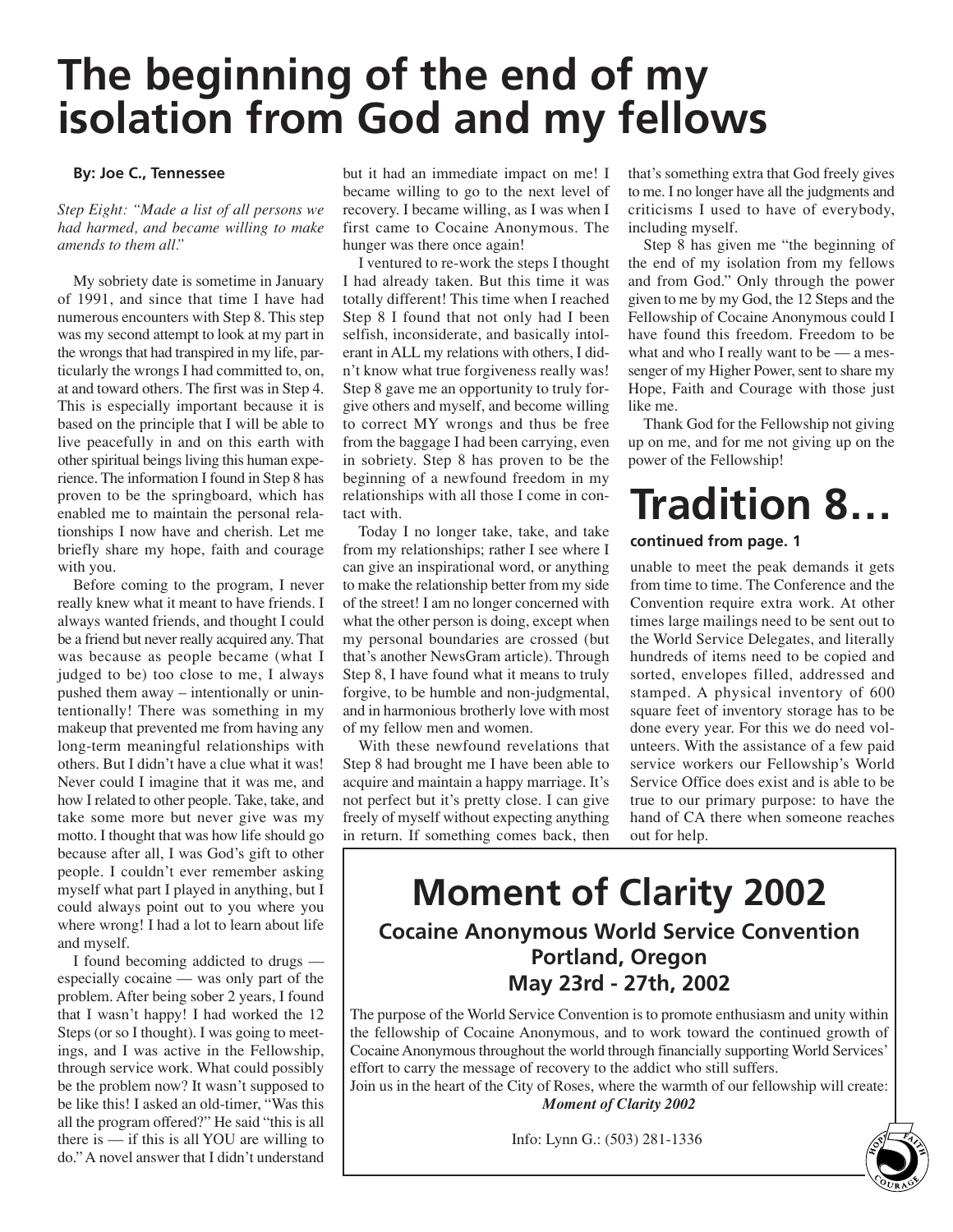# The beginning of the end of my isolation from God and my fellows

**By: Joe C., Tennessee**

*Step Eight: "Made a list of all persons we had harmed, and became willing to make amends to them all."*

My sobriety date is sometime in January of 1991, and since that time I have had numerous encounters with Step 8. This step was my second attempt to look at my part in the wrongs that had transpired in my life, particularly the wrongs I had committed to, on, at and toward others. The first was in Step 4. This is especially important because it is based on the principle that I will be able to live peacefully in and on this earth with other spiritual beings living this human experience. The information I found in Step 8 has proven to be the springboard, which has enabled me to maintain the personal relationships I now have and cherish. Let me briefly share my hope, faith and courage with you.

Before coming to the program, I never really knew what it meant to have friends. I always wanted friends, and thought I could be a friend but never really acquired any. That was because as people became (what I judged to be) too close to me, I always pushed them away – intentionally or unintentionally! There was something in my makeup that prevented me from having any long-term meaningful relationships with others. But I didn't have a clue what it was! Never could I imagine that it was me, and how I related to other people. Take, take, and take some more but never give was my motto. I thought that was how life should go because after all, I was God's gift to other people. I couldn't ever remember asking myself what part I played in anything, but I could always point out to you where you where wrong! I had a lot to learn about life and myself.

I found becoming addicted to drugs — especially cocaine — was only part of the problem. After being sober 2 years, I found that I wasn't happy! I had worked the 12 Steps (or so I thought). I was going to meetings, and I was active in the Fellowship, through service work. What could possibly be the problem now? It wasn't supposed to be like this! I asked an old-timer, "Was this all the program offered?" He said "this is all there is — if this is all YOU are willing to do." A novel answer that I didn't understand but it had an immediate impact on me! I became willing to go to the next level of recovery. I became willing, as I was when I first came to Cocaine Anonymous. The hunger was there once again!

I ventured to re-work the steps I thought I had already taken. But this time it was totally different! This time when I reached Step 8 I found that not only had I been selfish, inconsiderate, and basically intolerant in ALL my relations with others, I didn't know what true forgiveness really was! Step 8 gave me an opportunity to truly forgive others and myself, and become willing to correct MY wrongs and thus be free from the baggage I had been carrying, even in sobriety. Step 8 has proven to be the beginning of a newfound freedom in my relationships with all those I come in contact with.

Today I no longer take, take, and take from my relationships; rather I see where I can give an inspirational word, or anything to make the relationship better from my side of the street! I am no longer concerned with what the other person is doing, except when my personal boundaries are crossed (but that's another NewsGram article). Through Step 8, I have found what it means to truly forgive, to be humble and non-judgmental, and in harmonious brotherly love with most of my fellow men and women.

With these newfound revelations that Step 8 had brought me I have been able to acquire and maintain a happy marriage. It's not perfect but it's pretty close. I can give freely of myself without expecting anything in return. If something comes back, then that's something extra that God freely gives to me. I no longer have all the judgments and criticisms I used to have of everybody, including myself.

Step 8 has given me "the beginning of the end of my isolation from my fellows and from God." Only through the power given to me by my God, the 12 Steps and the Fellowship of Cocaine Anonymous could I have found this freedom. Freedom to be what and who I really want to be — a messenger of my Higher Power, sent to share my Hope, Faith and Courage with those just like me.

Thank God for the Fellowship not giving up on me, and for me not giving up on the power of the Fellowship!

# Tradition 8…

**continued from page. 1**

unable to meet the peak demands it gets from time to time. The Conference and the Convention require extra work. At other times large mailings need to be sent out to the World Service Delegates, and literally hundreds of items need to be copied and sorted, envelopes filled, addressed and stamped. A physical inventory of 600 square feet of inventory storage has to be done every year. For this we do need volunteers. With the assistance of a few paid service workers our Fellowship's World Service Office does exist and is able to be true to our primary purpose: to have the hand of CA there when someone reaches out for help.

# Moment of Clarity 2002

## Cocaine Anonymous World Service Convention
## Portland, Oregon
## May 23rd - 27th, 2002

The purpose of the World Service Convention is to promote enthusiasm and unity within the fellowship of Cocaine Anonymous, and to work toward the continued growth of Cocaine Anonymous throughout the world through financially supporting World Services' effort to carry the message of recovery to the addict who still suffers.

Join us in the heart of the City of Roses, where the warmth of our fellowship will create: ***Moment of Clarity 2002***

Info: Lynn G.: (503) 281-1336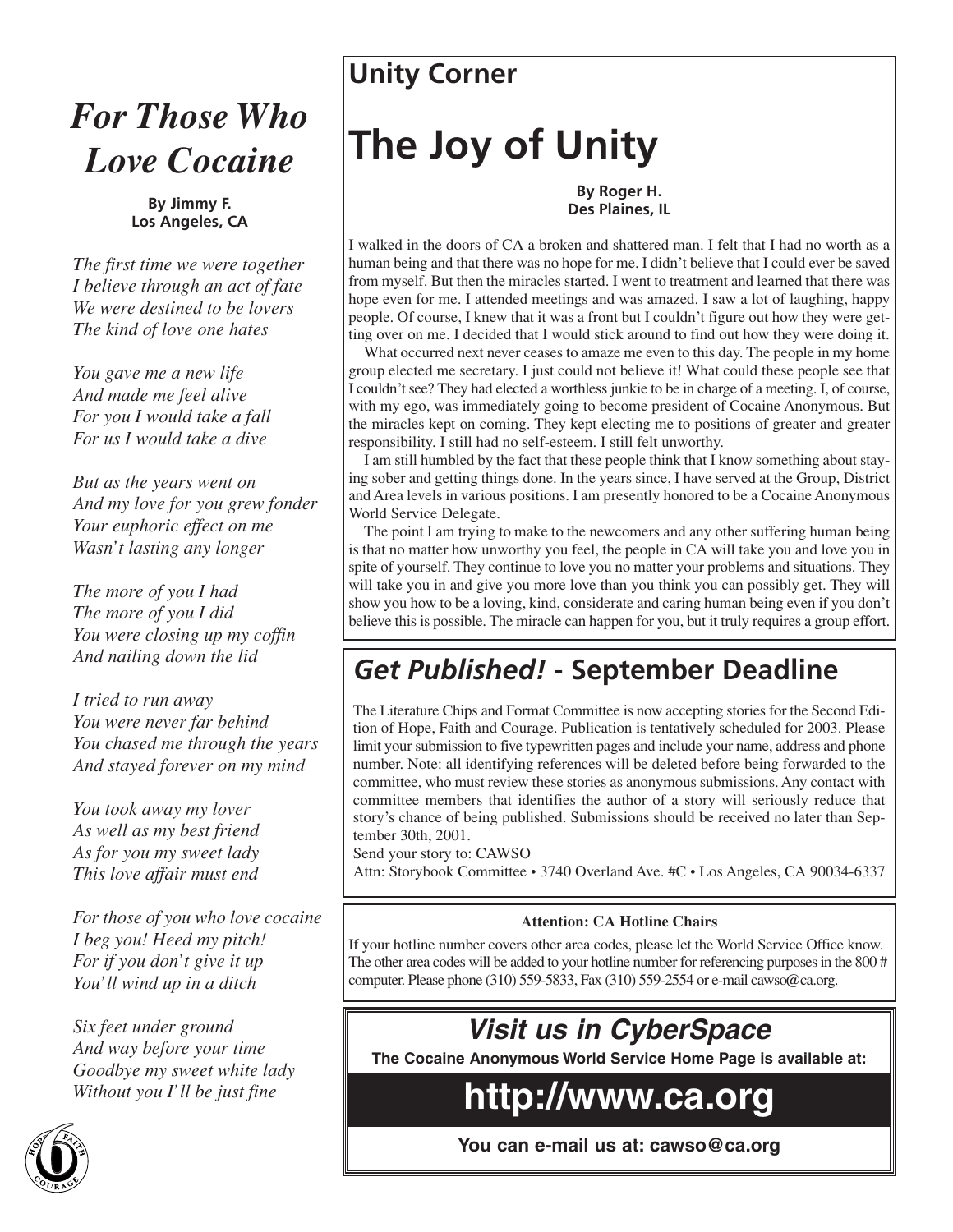# *For Those Who Love Cocaine*

**By Jimmy F.**
**Los Angeles, CA**

*The first time we were together*
*I believe through an act of fate*
*We were destined to be lovers*
*The kind of love one hates*

*You gave me a new life*
*And made me feel alive*
*For you I would take a fall*
*For us I would take a dive*

*But as the years went on*
*And my love for you grew fonder*
*Your euphoric effect on me*
*Wasn't lasting any longer*

*The more of you I had*
*The more of you I did*
*You were closing up my coffin*
*And nailing down the lid*

*I tried to run away*
*You were never far behind*
*You chased me through the years*
*And stayed forever on my mind*

*You took away my lover*
*As well as my best friend*
*As for you my sweet lady*
*This love affair must end*

*For those of you who love cocaine*
*I beg you! Heed my pitch!*
*For if you don't give it up*
*You'll wind up in a ditch*

*Six feet under ground*
*And way before your time*
*Goodbye my sweet white lady*
*Without you I'll be just fine*

## Unity Corner

# The Joy of Unity

**By Roger H.**
**Des Plaines, IL**

I walked in the doors of CA a broken and shattered man. I felt that I had no worth as a human being and that there was no hope for me. I didn't believe that I could ever be saved from myself. But then the miracles started. I went to treatment and learned that there was hope even for me. I attended meetings and was amazed. I saw a lot of laughing, happy people. Of course, I knew that it was a front but I couldn't figure out how they were getting over on me. I decided that I would stick around to find out how they were doing it.

What occurred next never ceases to amaze me even to this day. The people in my home group elected me secretary. I just could not believe it! What could these people see that I couldn't see? They had elected a worthless junkie to be in charge of a meeting. I, of course, with my ego, was immediately going to become president of Cocaine Anonymous. But the miracles kept on coming. They kept electing me to positions of greater and greater responsibility. I still had no self-esteem. I still felt unworthy.

I am still humbled by the fact that these people think that I know something about staying sober and getting things done. In the years since, I have served at the Group, District and Area levels in various positions. I am presently honored to be a Cocaine Anonymous World Service Delegate.

The point I am trying to make to the newcomers and any other suffering human being is that no matter how unworthy you feel, the people in CA will take you and love you in spite of yourself. They continue to love you no matter your problems and situations. They will take you in and give you more love than you think you can possibly get. They will show you how to be a loving, kind, considerate and caring human being even if you don't believe this is possible. The miracle can happen for you, but it truly requires a group effort.

## *Get Published!* - September Deadline

The Literature Chips and Format Committee is now accepting stories for the Second Edition of Hope, Faith and Courage. Publication is tentatively scheduled for 2003. Please limit your submission to five typewritten pages and include your name, address and phone number. Note: all identifying references will be deleted before being forwarded to the committee, who must review these stories as anonymous submissions. Any contact with committee members that identifies the author of a story will seriously reduce that story's chance of being published. Submissions should be received no later than September 30th, 2001.

Send your story to: CAWSO
Attn: Storybook Committee • 3740 Overland Ave. #C • Los Angeles, CA 90034-6337

**Attention: CA Hotline Chairs**

If your hotline number covers other area codes, please let the World Service Office know. The other area codes will be added to your hotline number for referencing purposes in the 800 # computer. Please phone (310) 559-5833, Fax (310) 559-2554 or e-mail cawso@ca.org.

## *Visit us in CyberSpace*

**The Cocaine Anonymous World Service Home Page is available at:**

# http://www.ca.org

**You can e-mail us at: cawso@ca.org**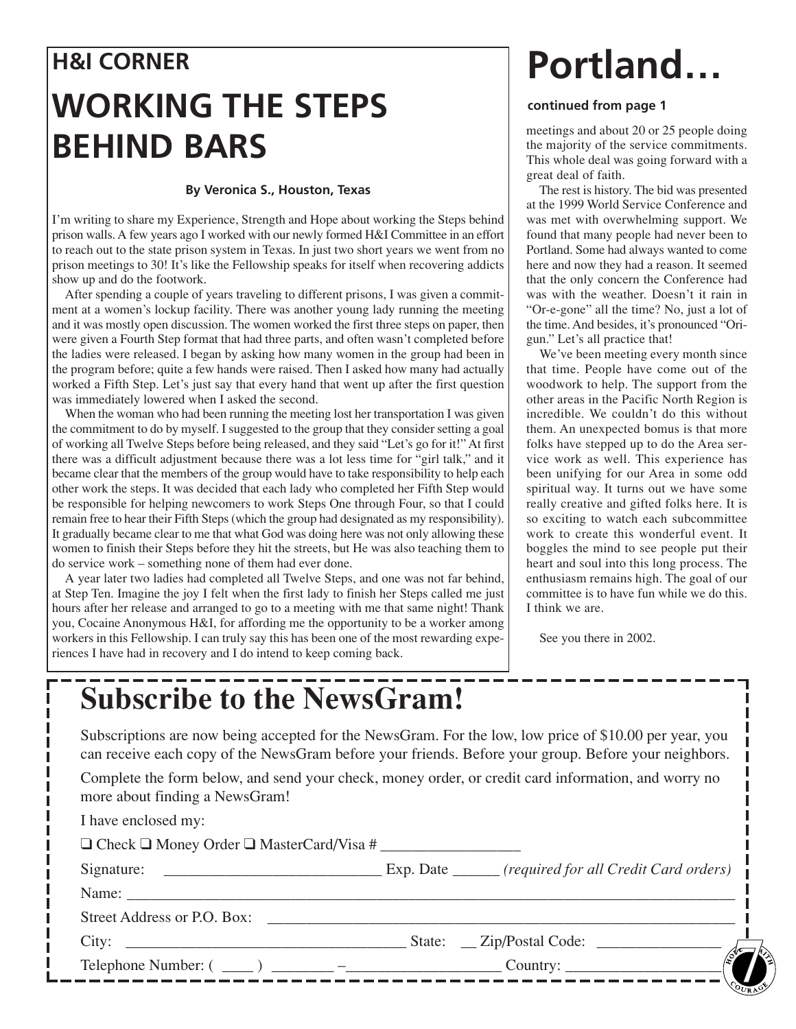## H&I CORNER

# WORKING THE STEPS BEHIND BARS

**By Veronica S., Houston, Texas**

I'm writing to share my Experience, Strength and Hope about working the Steps behind prison walls. A few years ago I worked with our newly formed H&I Committee in an effort to reach out to the state prison system in Texas. In just two short years we went from no prison meetings to 30! It's like the Fellowship speaks for itself when recovering addicts show up and do the footwork.

After spending a couple of years traveling to different prisons, I was given a commitment at a women's lockup facility. There was another young lady running the meeting and it was mostly open discussion. The women worked the first three steps on paper, then were given a Fourth Step format that had three parts, and often wasn't completed before the ladies were released. I began by asking how many women in the group had been in the program before; quite a few hands were raised. Then I asked how many had actually worked a Fifth Step. Let's just say that every hand that went up after the first question was immediately lowered when I asked the second.

When the woman who had been running the meeting lost her transportation I was given the commitment to do by myself. I suggested to the group that they consider setting a goal of working all Twelve Steps before being released, and they said "Let's go for it!" At first there was a difficult adjustment because there was a lot less time for "girl talk," and it became clear that the members of the group would have to take responsibility to help each other work the steps. It was decided that each lady who completed her Fifth Step would be responsible for helping newcomers to work Steps One through Four, so that I could remain free to hear their Fifth Steps (which the group had designated as my responsibility). It gradually became clear to me that what God was doing here was not only allowing these women to finish their Steps before they hit the streets, but He was also teaching them to do service work – something none of them had ever done.

A year later two ladies had completed all Twelve Steps, and one was not far behind, at Step Ten. Imagine the joy I felt when the first lady to finish her Steps called me just hours after her release and arranged to go to a meeting with me that same night! Thank you, Cocaine Anonymous H&I, for affording me the opportunity to be a worker among workers in this Fellowship. I can truly say this has been one of the most rewarding experiences I have had in recovery and I do intend to keep coming back.

# Portland…

**continued from page 1**

meetings and about 20 or 25 people doing the majority of the service commitments. This whole deal was going forward with a great deal of faith.

The rest is history. The bid was presented at the 1999 World Service Conference and was met with overwhelming support. We found that many people had never been to Portland. Some had always wanted to come here and now they had a reason. It seemed that the only concern the Conference had was with the weather. Doesn't it rain in "Or-e-gone" all the time? No, just a lot of the time. And besides, it's pronounced "Ori-gun." Let's all practice that!

We've been meeting every month since that time. People have come out of the woodwork to help. The support from the other areas in the Pacific North Region is incredible. We couldn't do this without them. An unexpected bomus is that more folks have stepped up to do the Area service work as well. This experience has been unifying for our Area in some odd spiritual way. It turns out we have some really creative and gifted folks here. It is so exciting to watch each subcommittee work to create this wonderful event. It boggles the mind to see people put their heart and soul into this long process. The enthusiasm remains high. The goal of our committee is to have fun while we do this. I think we are.

See you there in 2002.

# Subscribe to the NewsGram!

Subscriptions are now being accepted for the NewsGram. For the low, low price of $10.00 per year, you can receive each copy of the NewsGram before your friends. Before your group. Before your neighbors.

Complete the form below, and send your check, money order, or credit card information, and worry no more about finding a NewsGram!

I have enclosed my:

❑ Check ❑ Money Order ❑ MasterCard/Visa # __________________

Signature: ____________________________ Exp. Date ______ *(required for all Credit Card orders)*

Name: ____________________________________________________________________________

Street Address or P.O. Box: ____________________________________________________________

City: _____________________________________ State: __ Zip/Postal Code: ________________

Telephone Number: ( ____ ) ________ –____________________ Country: ___________________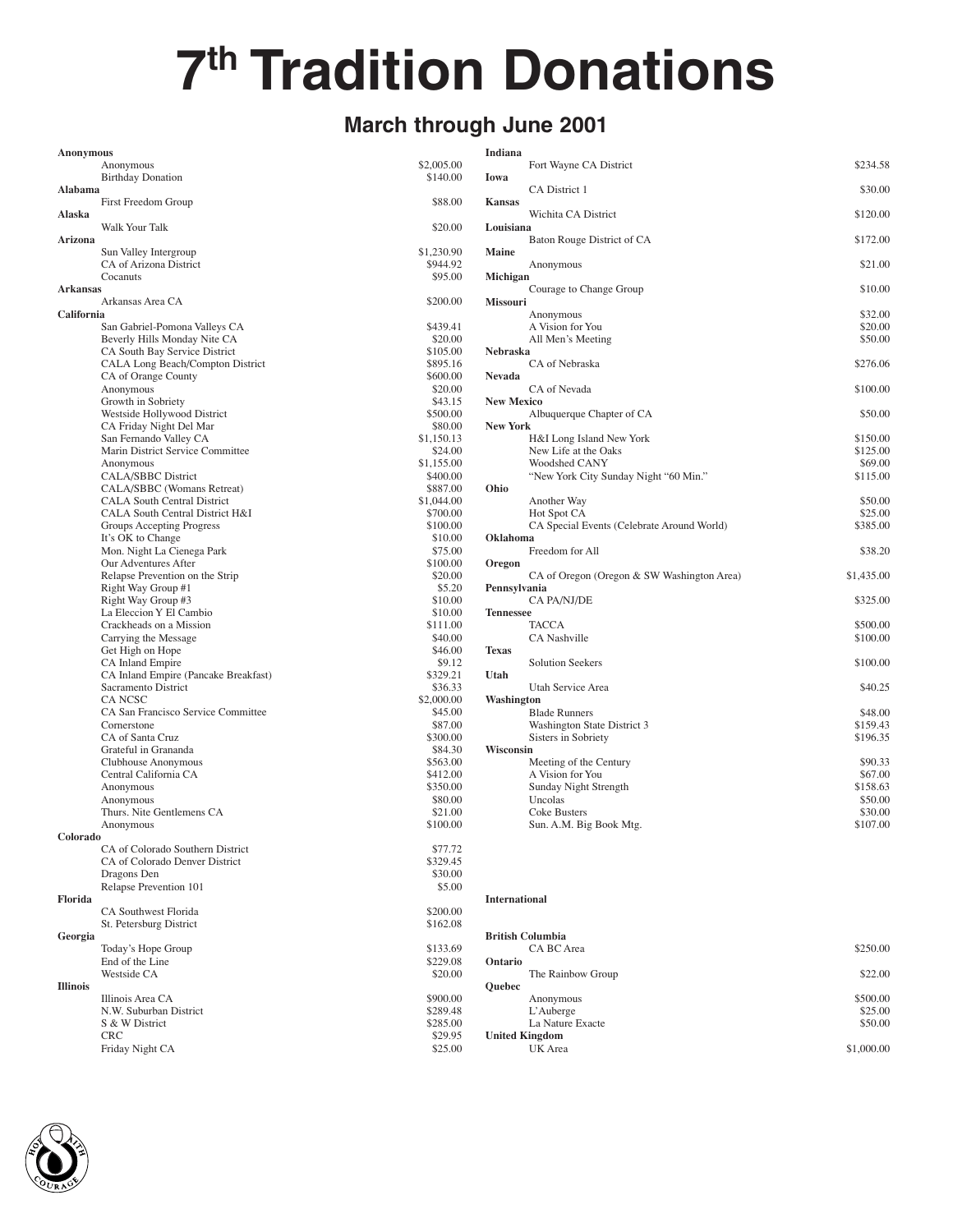# 7th Tradition Donations

## March through June 2001

| | |
|---|---|
| **Anonymous** | |
| Anonymous | $2,005.00 |
| Birthday Donation | $140.00 |
| **Alabama** | |
| First Freedom Group | $88.00 |
| **Alaska** | |
| Walk Your Talk | $20.00 |
| **Arizona** | |
| Sun Valley Intergroup | $1,230.90 |
| CA of Arizona District | $944.92 |
| Cocanuts | $95.00 |
| **Arkansas** | |
| Arkansas Area CA | $200.00 |
| **California** | |
| San Gabriel-Pomona Valleys CA | $439.41 |
| Beverly Hills Monday Nite CA | $20.00 |
| CA South Bay Service District | $105.00 |
| CALA Long Beach/Compton District | $895.16 |
| CA of Orange County | $600.00 |
| Anonymous | $20.00 |
| Growth in Sobriety | $43.15 |
| Westside Hollywood District | $500.00 |
| CA Friday Night Del Mar | $80.00 |
| San Fernando Valley CA | $1,150.13 |
| Marin District Service Committee | $24.00 |
| Anonymous | $1,155.00 |
| CALA/SBBC District | $400.00 |
| CALA/SBBC (Womans Retreat) | $887.00 |
| CALA South Central District | $1,044.00 |
| CALA South Central District H&I | $700.00 |
| Groups Accepting Progress | $100.00 |
| It's OK to Change | $10.00 |
| Mon. Night La Cienega Park | $75.00 |
| Our Adventures After | $100.00 |
| Relapse Prevention on the Strip | $20.00 |
| Right Way Group #1 | $5.20 |
| Right Way Group #3 | $10.00 |
| La Eleccion Y El Cambio | $10.00 |
| Crackheads on a Mission | $111.00 |
| Carrying the Message | $40.00 |
| Get High on Hope | $46.00 |
| CA Inland Empire | $9.12 |
| CA Inland Empire (Pancake Breakfast) | $329.21 |
| Sacramento District | $36.33 |
| CA NCSC | $2,000.00 |
| CA San Francisco Service Committee | $45.00 |
| Cornerstone | $87.00 |
| CA of Santa Cruz | $300.00 |
| Grateful in Grananda | $84.30 |
| Clubhouse Anonymous | $563.00 |
| Central California CA | $412.00 |
| Anonymous | $350.00 |
| Anonymous | $80.00 |
| Thurs. Nite Gentlemens CA | $21.00 |
| Anonymous | $100.00 |
| **Colorado** | |
| CA of Colorado Southern District | $77.72 |
| CA of Colorado Denver District | $329.45 |
| Dragons Den | $30.00 |
| Relapse Prevention 101 | $5.00 |
| **Florida** | |
| CA Southwest Florida | $200.00 |
| St. Petersburg District | $162.08 |
| **Georgia** | |
| Today's Hope Group | $133.69 |
| End of the Line | $229.08 |
| Westside CA | $20.00 |
| **Illinois** | |
| Illinois Area CA | $900.00 |
| N.W. Suburban District | $289.48 |
| S & W District | $285.00 |
| CRC | $29.95 |
| Friday Night CA | $25.00 |
| **Indiana** | |
| Fort Wayne CA District | $234.58 |
| **Iowa** | |
| CA District 1 | $30.00 |
| **Kansas** | |
| Wichita CA District | $120.00 |
| **Louisiana** | |
| Baton Rouge District of CA | $172.00 |
| **Maine** | |
| Anonymous | $21.00 |
| **Michigan** | |
| Courage to Change Group | $10.00 |
| **Missouri** | |
| Anonymous | $32.00 |
| A Vision for You | $20.00 |
| All Men's Meeting | $50.00 |
| **Nebraska** | |
| CA of Nebraska | $276.06 |
| **Nevada** | |
| CA of Nevada | $100.00 |
| **New Mexico** | |
| Albuquerque Chapter of CA | $50.00 |
| **New York** | |
| H&I Long Island New York | $150.00 |
| New Life at the Oaks | $125.00 |
| Woodshed CANY | $69.00 |
| "New York City Sunday Night "60 Min." | $115.00 |
| **Ohio** | |
| Another Way | $50.00 |
| Hot Spot CA | $25.00 |
| CA Special Events (Celebrate Around World) | $385.00 |
| **Oklahoma** | |
| Freedom for All | $38.20 |
| **Oregon** | |
| CA of Oregon (Oregon & SW Washington Area) | $1,435.00 |
| **Pennsylvania** | |
| CA PA/NJ/DE | $325.00 |
| **Tennessee** | |
| TACCA | $500.00 |
| CA Nashville | $100.00 |
| **Texas** | |
| Solution Seekers | $100.00 |
| **Utah** | |
| Utah Service Area | $40.25 |
| **Washington** | |
| Blade Runners | $48.00 |
| Washington State District 3 | $159.43 |
| Sisters in Sobriety | $196.35 |
| **Wisconsin** | |
| Meeting of the Century | $90.33 |
| A Vision for You | $67.00 |
| Sunday Night Strength | $158.63 |
| Uncolas | $50.00 |
| Coke Busters | $30.00 |
| Sun. A.M. Big Book Mtg. | $107.00 |

**International**

| | |
|---|---|
| **British Columbia** | |
| CA BC Area | $250.00 |
| **Ontario** | |
| The Rainbow Group | $22.00 |
| **Quebec** | |
| Anonymous | $500.00 |
| L'Auberge | $25.00 |
| La Nature Exacte | $50.00 |
| **United Kingdom** | |
| UK Area | $1,000.00 |